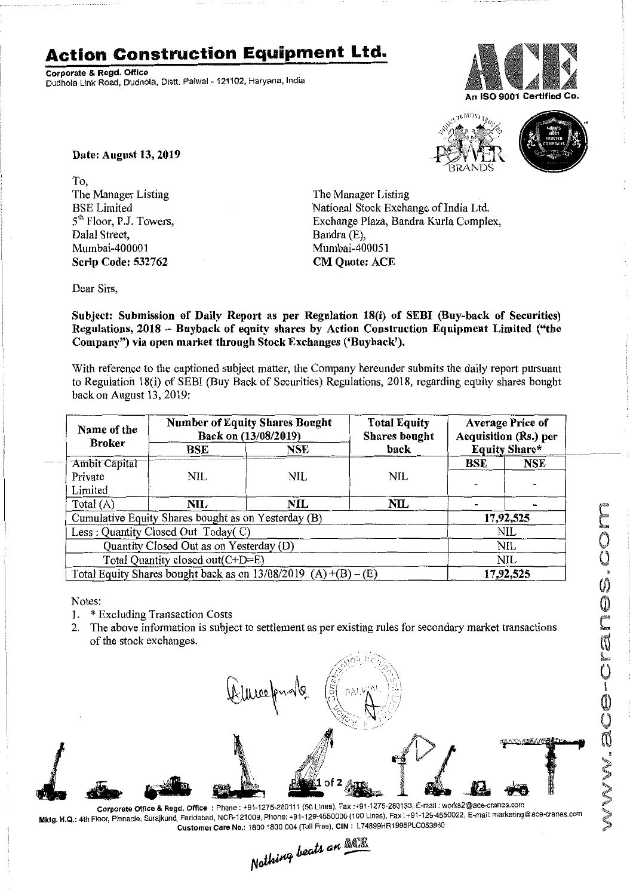# Action Construction Equipment Ltd.

**Corporate & Regd. Office**
Dudhola Link Road, Dudhola, Distt. Palwal - 121102, Haryana, India

An ISO 9001 Certified Co.

**Date: August 13, 2019**

To,
The Manager Listing
BSE Limited
5th Floor, P.J. Towers,
Dalal Street,
Mumbai-400001
**Scrip Code: 532762**

The Manager Listing
National Stock Exchange of India Ltd.
Exchange Plaza, Bandra Kurla Complex,
Bandra (E),
Mumbai-400051
**CM Quote: ACE**

Dear Sirs,

**Subject: Submission of Daily Report as per Regulation 18(i) of SEBI (Buy-back of Securities) Regulations, 2018 – Buyback of equity shares by Action Construction Equipment Limited ("the Company") via open market through Stock Exchanges ('Buyback').**

With reference to the captioned subject matter, the Company hereunder submits the daily report pursuant to Regulation 18(i) of SEBI (Buy Back of Securities) Regulations, 2018, regarding equity shares bought back on August 13, 2019:

| Name of the Broker | Number of Equity Shares Bought Back on (13/08/2019) | | Total Equity Shares bought back | Average Price of Acquisition (Rs.) per Equity Share* | |
|---|---|---|---|---|---|
| | BSE | NSE | | BSE | NSE |
| Ambit Capital Private Limited | NIL | NIL | NIL | - | - |
| Total (A) | NIL | NIL | NIL | - | - |
| Cumulative Equity Shares bought as on Yesterday (B) | | | | 17,92,525 | |
| Less : Quantity Closed Out Today( C) | | | | NIL | |
| Quantity Closed Out as on Yesterday (D) | | | | NIL | |
| Total Quantity closed out(C+D=E) | | | | NIL | |
| Total Equity Shares bought back as on 13/08/2019 (A)+(B) – (E) | | | | 17,92,525 | |

Notes:

1. * Excluding Transaction Costs
2. The above information is subject to settlement as per existing rules for secondary market transactions of the stock exchanges.

**Corporate Office & Regd. Office** : Phone : +91-1275-280111 (50 Lines), Fax :+91-1275-280133, E-mail : works2@ace-cranes.com
**Mktg. H.Q.:** 4th Floor, Pinnacle, Surajkund, Faridabad, NCR-121009, Phone: +91-129-4550000 (100 Lines), Fax : +91-129-4550022, E-mail: marketing@ace-cranes.com
**Customer Care No.:** 1800 1800 004 (Toll Free), **CIN :** L74899HR1995PLC053860

*Nothing beats an ACE*

www.ace-cranes.com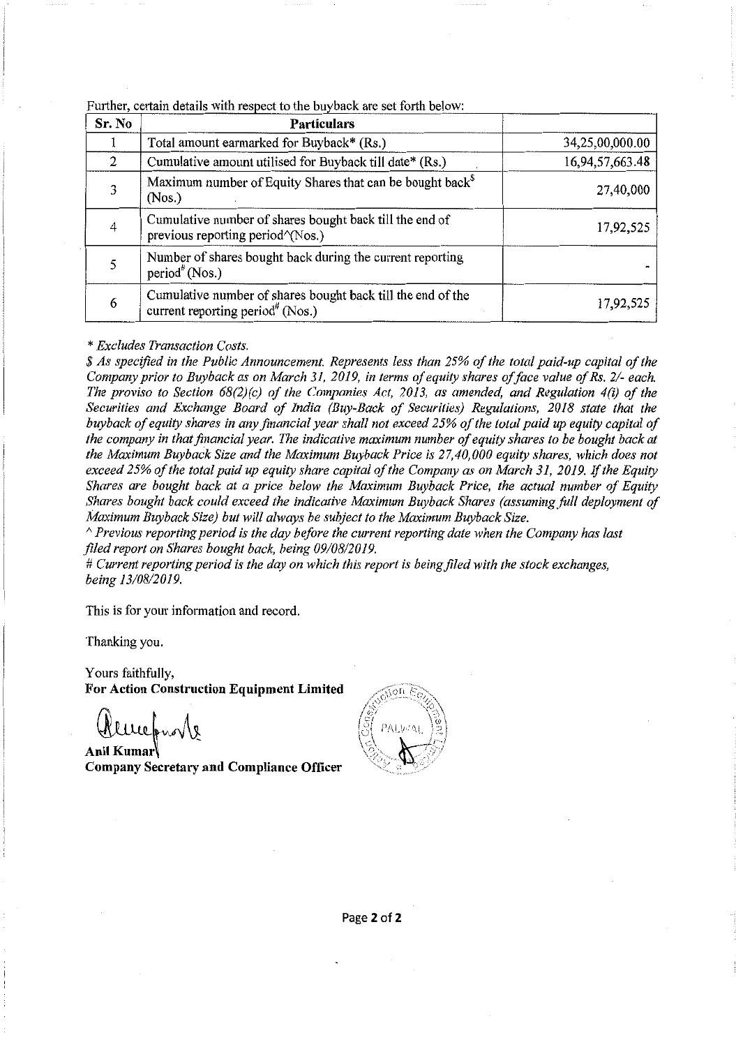Further, certain details with respect to the buyback are set forth below:

| Sr. No | Particulars | |
|---|---|---|
| 1 | Total amount earmarked for Buyback* (Rs.) | 34,25,00,000.00 |
| 2 | Cumulative amount utilised for Buyback till date* (Rs.) | 16,94,57,663.48 |
| 3 | Maximum number of Equity Shares that can be bought back$ (Nos.) | 27,40,000 |
| 4 | Cumulative number of shares bought back till the end of previous reporting period^(Nos.) | 17,92,525 |
| 5 | Number of shares bought back during the current reporting period# (Nos.) | - |
| 6 | Cumulative number of shares bought back till the end of the current reporting period# (Nos.) | 17,92,525 |

*\* Excludes Transaction Costs.*

*$ As specified in the Public Announcement. Represents less than 25% of the total paid-up capital of the Company prior to Buyback as on March 31, 2019, in terms of equity shares of face value of Rs. 2/- each. The proviso to Section 68(2)(c) of the Companies Act, 2013, as amended, and Regulation 4(i) of the Securities and Exchange Board of India (Buy-Back of Securities) Regulations, 2018 state that the buyback of equity shares in any financial year shall not exceed 25% of the total paid up equity capital of the company in that financial year. The indicative maximum number of equity shares to be bought back at the Maximum Buyback Size and the Maximum Buyback Price is 27,40,000 equity shares, which does not exceed 25% of the total paid up equity share capital of the Company as on March 31, 2019. If the Equity Shares are bought back at a price below the Maximum Buyback Price, the actual number of Equity Shares bought back could exceed the indicative Maximum Buyback Shares (assuming full deployment of Maximum Buyback Size) but will always be subject to the Maximum Buyback Size.*

*^ Previous reporting period is the day before the current reporting date when the Company has last filed report on Shares bought back, being 09/08/2019.*

*# Current reporting period is the day on which this report is being filed with the stock exchanges, being 13/08/2019.*

This is for your information and record.

Thanking you.

Yours faithfully,
**For Action Construction Equipment Limited**

**Anil Kumar**
**Company Secretary and Compliance Officer**